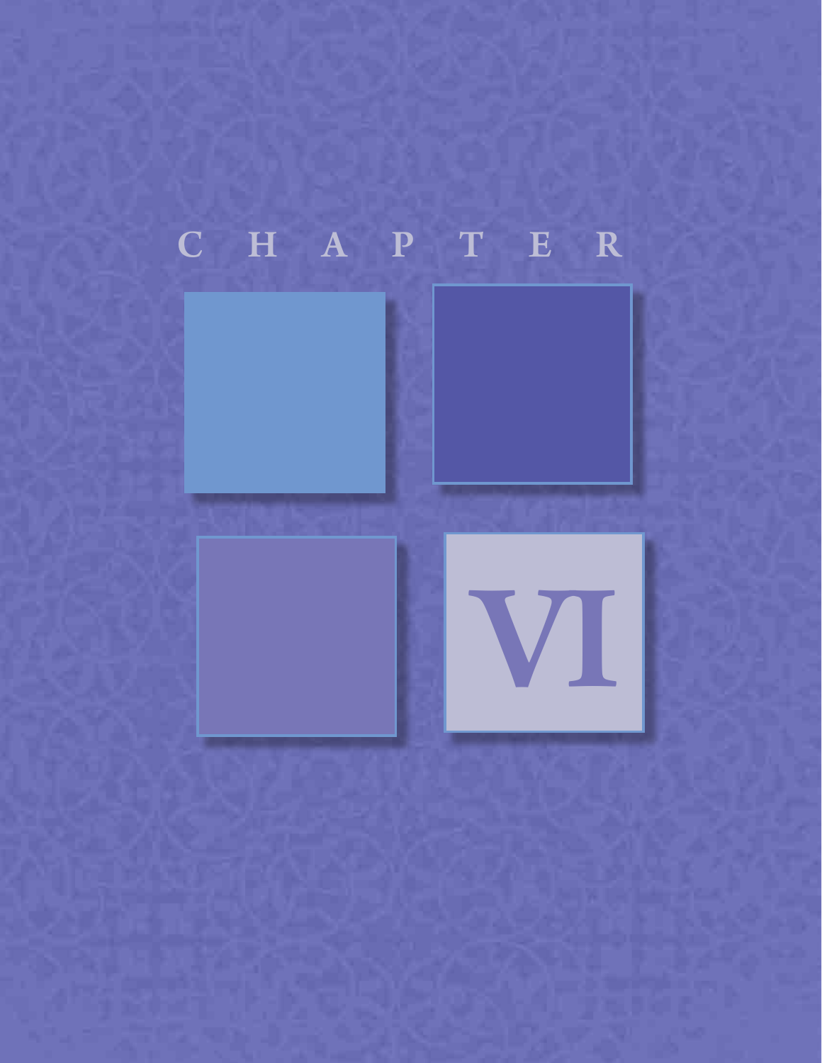# CHAPTER VI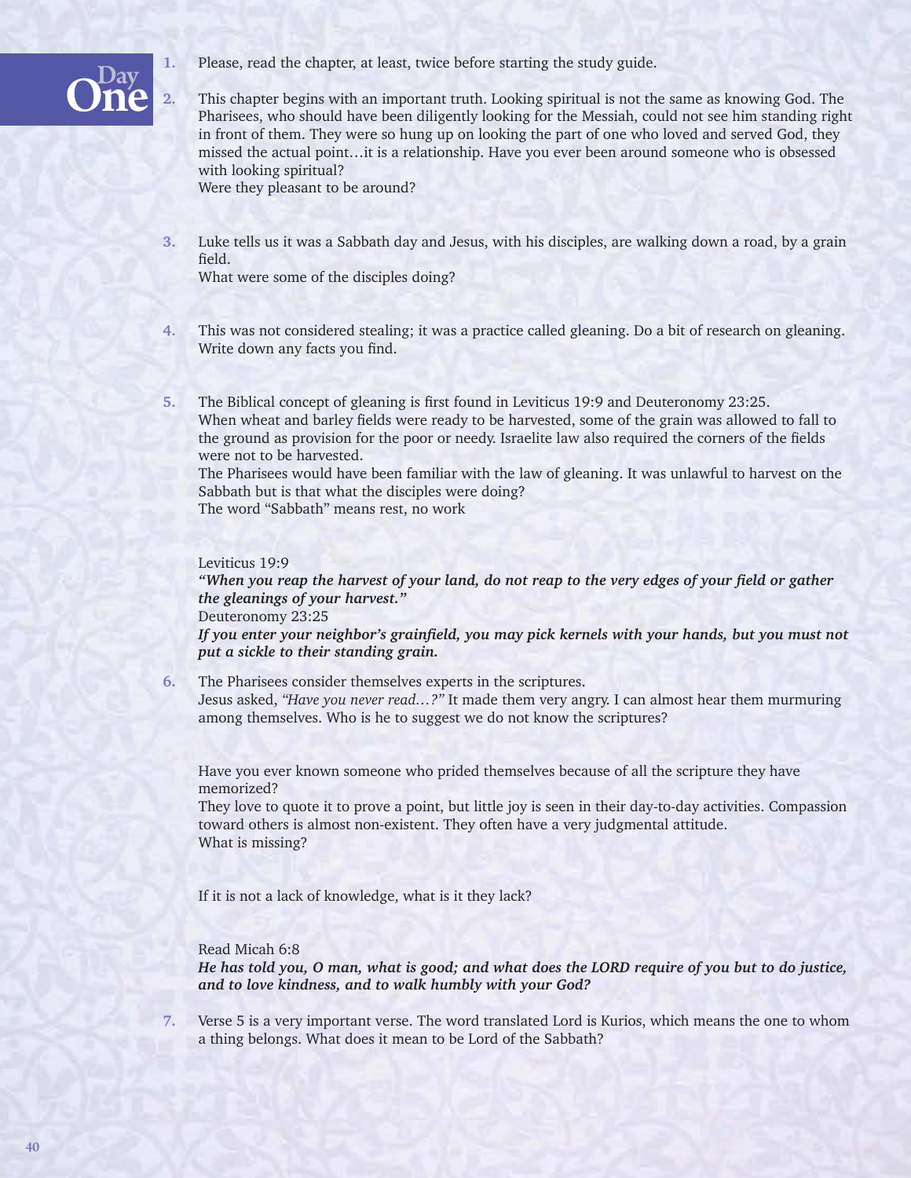# Day One

1. Please, read the chapter, at least, twice before starting the study guide.

2. This chapter begins with an important truth. Looking spiritual is not the same as knowing God. The Pharisees, who should have been diligently looking for the Messiah, could not see him standing right in front of them. They were so hung up on looking the part of one who loved and served God, they missed the actual point…it is a relationship. Have you ever been around someone who is obsessed with looking spiritual?
   Were they pleasant to be around?

3. Luke tells us it was a Sabbath day and Jesus, with his disciples, are walking down a road, by a grain field.
   What were some of the disciples doing?

4. This was not considered stealing; it was a practice called gleaning. Do a bit of research on gleaning. Write down any facts you find.

5. The Biblical concept of gleaning is first found in Leviticus 19:9 and Deuteronomy 23:25. When wheat and barley fields were ready to be harvested, some of the grain was allowed to fall to the ground as provision for the poor or needy. Israelite law also required the corners of the fields were not to be harvested.
   The Pharisees would have been familiar with the law of gleaning. It was unlawful to harvest on the Sabbath but is that what the disciples were doing?
   The word "Sabbath" means rest, no work

   Leviticus 19:9
   ***"When you reap the harvest of your land, do not reap to the very edges of your field or gather the gleanings of your harvest."***
   Deuteronomy 23:25
   ***If you enter your neighbor's grainfield, you may pick kernels with your hands, but you must not put a sickle to their standing grain.***

6. The Pharisees consider themselves experts in the scriptures.
   Jesus asked, *"Have you never read…?"* It made them very angry. I can almost hear them murmuring among themselves. Who is he to suggest we do not know the scriptures?

   Have you ever known someone who prided themselves because of all the scripture they have memorized?
   They love to quote it to prove a point, but little joy is seen in their day-to-day activities. Compassion toward others is almost non-existent. They often have a very judgmental attitude.
   What is missing?

   If it is not a lack of knowledge, what is it they lack?

   Read Micah 6:8
   ***He has told you, O man, what is good; and what does the LORD require of you but to do justice, and to love kindness, and to walk humbly with your God?***

7. Verse 5 is a very important verse. The word translated Lord is Kurios, which means the one to whom a thing belongs. What does it mean to be Lord of the Sabbath?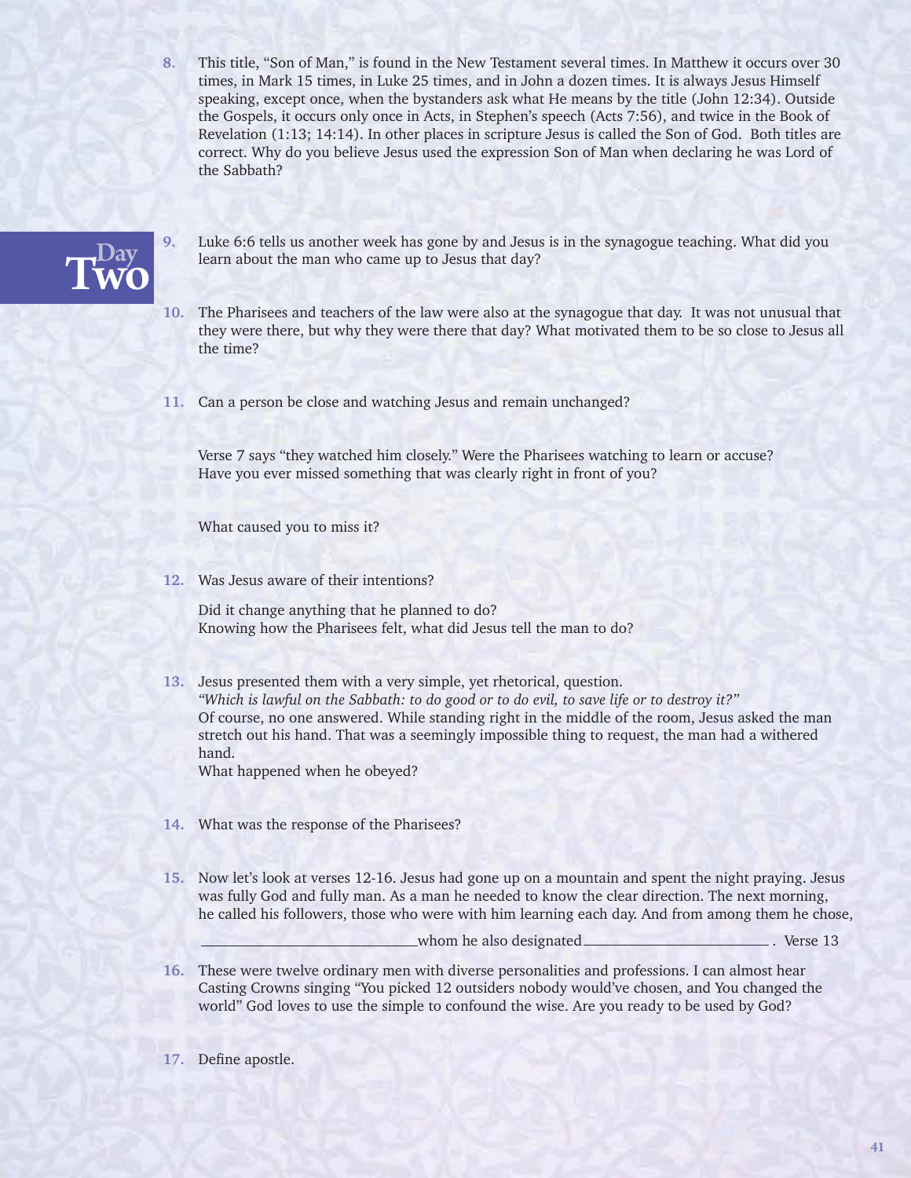8. This title, “Son of Man,” is found in the New Testament several times. In Matthew it occurs over 30 times, in Mark 15 times, in Luke 25 times, and in John a dozen times. It is always Jesus Himself speaking, except once, when the bystanders ask what He means by the title (John 12:34). Outside the Gospels, it occurs only once in Acts, in Stephen’s speech (Acts 7:56), and twice in the Book of Revelation (1:13; 14:14). In other places in scripture Jesus is called the Son of God. Both titles are correct. Why do you believe Jesus used the expression Son of Man when declaring he was Lord of the Sabbath?

## Day Two

9. Luke 6:6 tells us another week has gone by and Jesus is in the synagogue teaching. What did you learn about the man who came up to Jesus that day?

10. The Pharisees and teachers of the law were also at the synagogue that day. It was not unusual that they were there, but why they were there that day? What motivated them to be so close to Jesus all the time?

11. Can a person be close and watching Jesus and remain unchanged?

    Verse 7 says “they watched him closely.” Were the Pharisees watching to learn or accuse? Have you ever missed something that was clearly right in front of you?

    What caused you to miss it?

12. Was Jesus aware of their intentions?

    Did it change anything that he planned to do?
    Knowing how the Pharisees felt, what did Jesus tell the man to do?

13. Jesus presented them with a very simple, yet rhetorical, question.
    *“Which is lawful on the Sabbath: to do good or to do evil, to save life or to destroy it?”*
    Of course, no one answered. While standing right in the middle of the room, Jesus asked the man stretch out his hand. That was a seemingly impossible thing to request, the man had a withered hand.
    What happened when he obeyed?

14. What was the response of the Pharisees?

15. Now let’s look at verses 12-16. Jesus had gone up on a mountain and spent the night praying. Jesus was fully God and fully man. As a man he needed to know the clear direction. The next morning, he called his followers, those who were with him learning each day. And from among them he chose,

    ______________________________ whom he also designated __________________________ . Verse 13

16. These were twelve ordinary men with diverse personalities and professions. I can almost hear Casting Crowns singing “You picked 12 outsiders nobody would’ve chosen, and You changed the world” God loves to use the simple to confound the wise. Are you ready to be used by God?

17. Define apostle.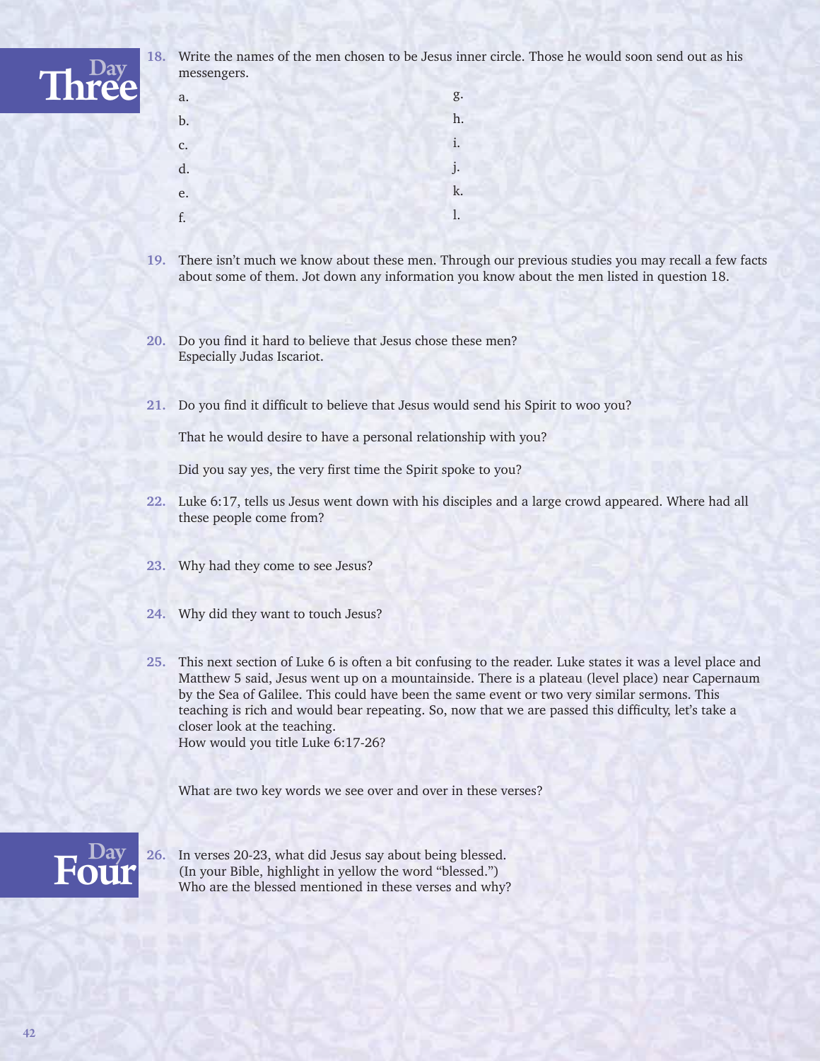## Day Three

**18.** Write the names of the men chosen to be Jesus inner circle. Those he would soon send out as his messengers.

a.

b.

c.

d.

e.

f.

g.

h.

i.

j.

k.

l.

**19.** There isn't much we know about these men. Through our previous studies you may recall a few facts about some of them. Jot down any information you know about the men listed in question 18.

**20.** Do you find it hard to believe that Jesus chose these men?
Especially Judas Iscariot.

**21.** Do you find it difficult to believe that Jesus would send his Spirit to woo you?

That he would desire to have a personal relationship with you?

Did you say yes, the very first time the Spirit spoke to you?

**22.** Luke 6:17, tells us Jesus went down with his disciples and a large crowd appeared. Where had all these people come from?

**23.** Why had they come to see Jesus?

**24.** Why did they want to touch Jesus?

**25.** This next section of Luke 6 is often a bit confusing to the reader. Luke states it was a level place and Matthew 5 said, Jesus went up on a mountainside. There is a plateau (level place) near Capernaum by the Sea of Galilee. This could have been the same event or two very similar sermons. This teaching is rich and would bear repeating. So, now that we are passed this difficulty, let's take a closer look at the teaching.
How would you title Luke 6:17-26?

What are two key words we see over and over in these verses?

## Day Four

**26.** In verses 20-23, what did Jesus say about being blessed.
(In your Bible, highlight in yellow the word "blessed.")
Who are the blessed mentioned in these verses and why?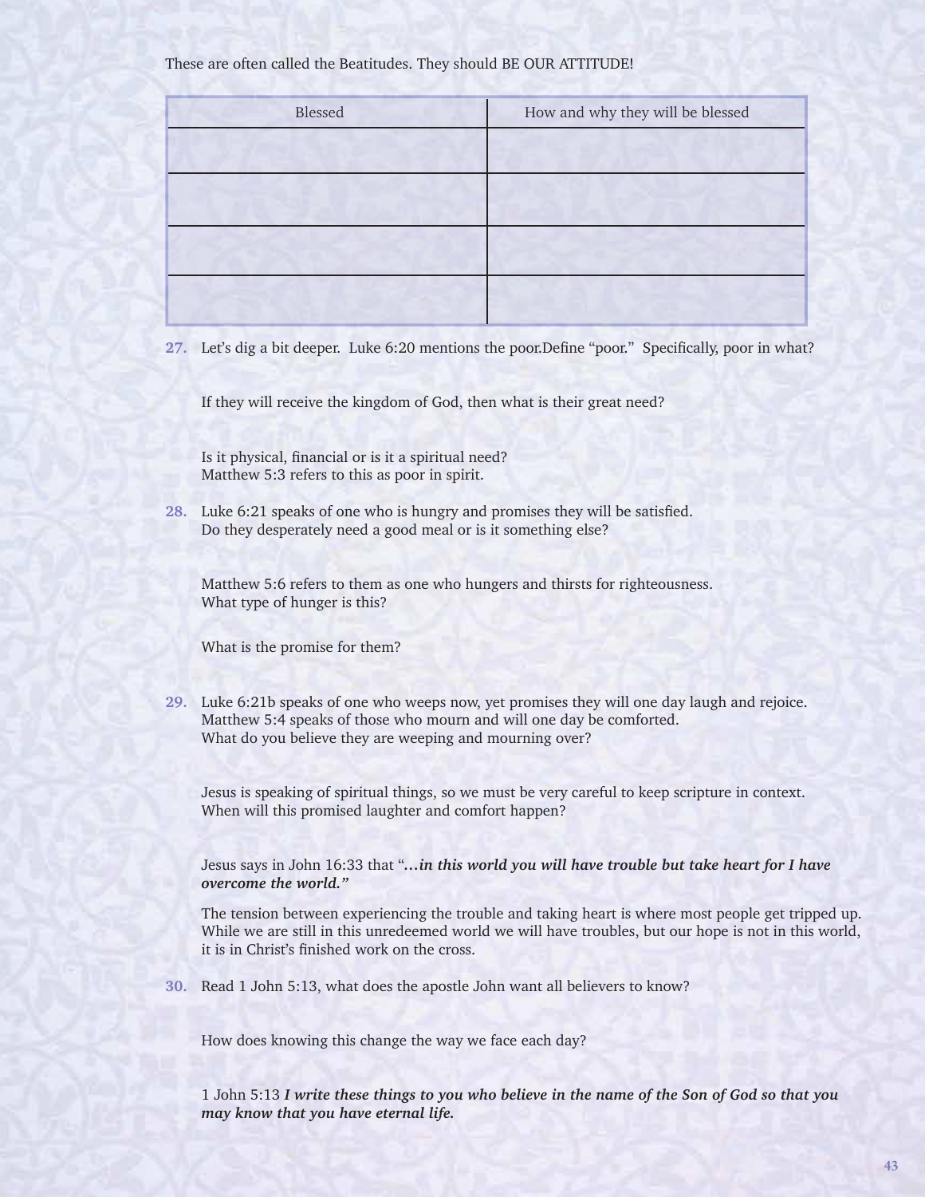These are often called the Beatitudes. They should BE OUR ATTITUDE!

| Blessed | How and why they will be blessed |
|---|---|
| | |
| | |
| | |
| | |

27. Let's dig a bit deeper. Luke 6:20 mentions the poor.Define "poor." Specifically, poor in what?

If they will receive the kingdom of God, then what is their great need?

Is it physical, financial or is it a spiritual need?
Matthew 5:3 refers to this as poor in spirit.

28. Luke 6:21 speaks of one who is hungry and promises they will be satisfied.
Do they desperately need a good meal or is it something else?

Matthew 5:6 refers to them as one who hungers and thirsts for righteousness.
What type of hunger is this?

What is the promise for them?

29. Luke 6:21b speaks of one who weeps now, yet promises they will one day laugh and rejoice.
Matthew 5:4 speaks of those who mourn and will one day be comforted.
What do you believe they are weeping and mourning over?

Jesus is speaking of spiritual things, so we must be very careful to keep scripture in context.
When will this promised laughter and comfort happen?

Jesus says in John 16:33 that "***…in this world you will have trouble but take heart for I have overcome the world."***

The tension between experiencing the trouble and taking heart is where most people get tripped up. While we are still in this unredeemed world we will have troubles, but our hope is not in this world, it is in Christ's finished work on the cross.

30. Read 1 John 5:13, what does the apostle John want all believers to know?

How does knowing this change the way we face each day?

1 John 5:13 ***I write these things to you who believe in the name of the Son of God so that you may know that you have eternal life.***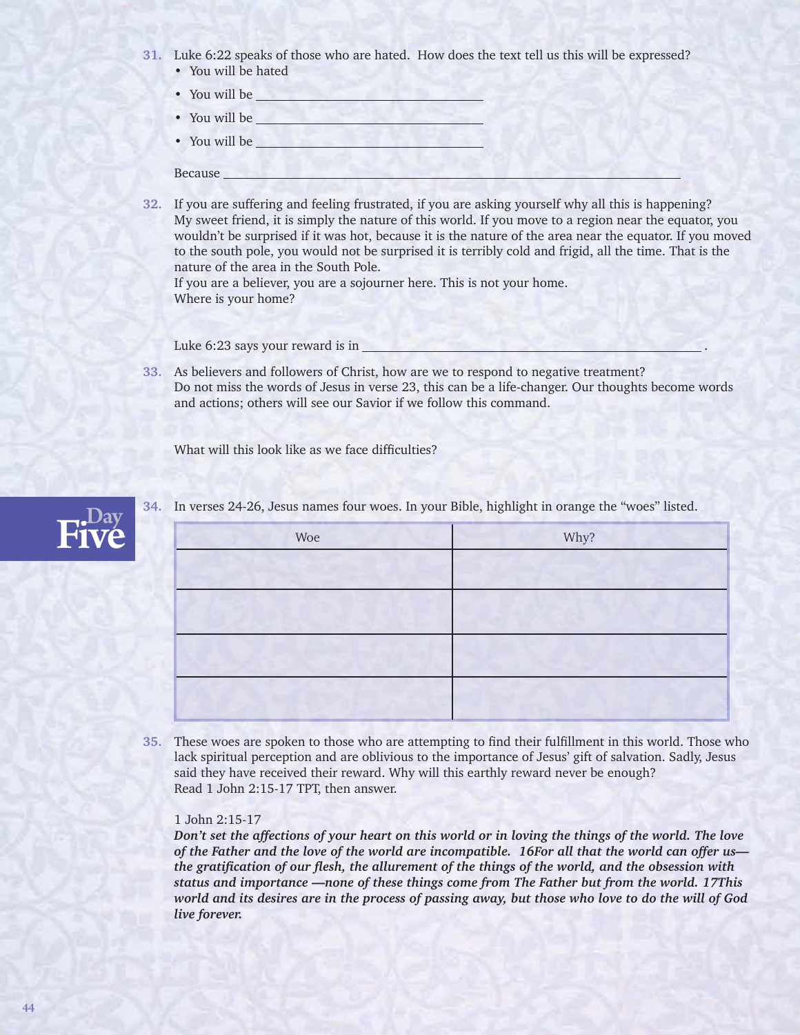**31.** Luke 6:22 speaks of those who are hated. How does the text tell us this will be expressed?

- You will be hated
- You will be ______________________________
- You will be ______________________________
- You will be ______________________________

Because ____________________________________________________________

**32.** If you are suffering and feeling frustrated, if you are asking yourself why all this is happening? My sweet friend, it is simply the nature of this world. If you move to a region near the equator, you wouldn't be surprised if it was hot, because it is the nature of the area near the equator. If you moved to the south pole, you would not be surprised it is terribly cold and frigid, all the time. That is the nature of the area in the South Pole.
If you are a believer, you are a sojourner here. This is not your home.
Where is your home?

Luke 6:23 says your reward is in ____________________________________________ .

**33.** As believers and followers of Christ, how are we to respond to negative treatment?
Do not miss the words of Jesus in verse 23, this can be a life-changer. Our thoughts become words and actions; others will see our Savior if we follow this command.

What will this look like as we face difficulties?

## Day Five

**34.** In verses 24-26, Jesus names four woes. In your Bible, highlight in orange the "woes" listed.

| Woe | Why? |
|---|---|
| | |
| | |
| | |
| | |

**35.** These woes are spoken to those who are attempting to find their fulfillment in this world. Those who lack spiritual perception and are oblivious to the importance of Jesus' gift of salvation. Sadly, Jesus said they have received their reward. Why will this earthly reward never be enough?
Read 1 John 2:15-17 TPT, then answer.

1 John 2:15-17
***Don't set the affections of your heart on this world or in loving the things of the world. The love of the Father and the love of the world are incompatible. 16For all that the world can offer us—the gratification of our flesh, the allurement of the things of the world, and the obsession with status and importance —none of these things come from The Father but from the world. 17This world and its desires are in the process of passing away, but those who love to do the will of God live forever.***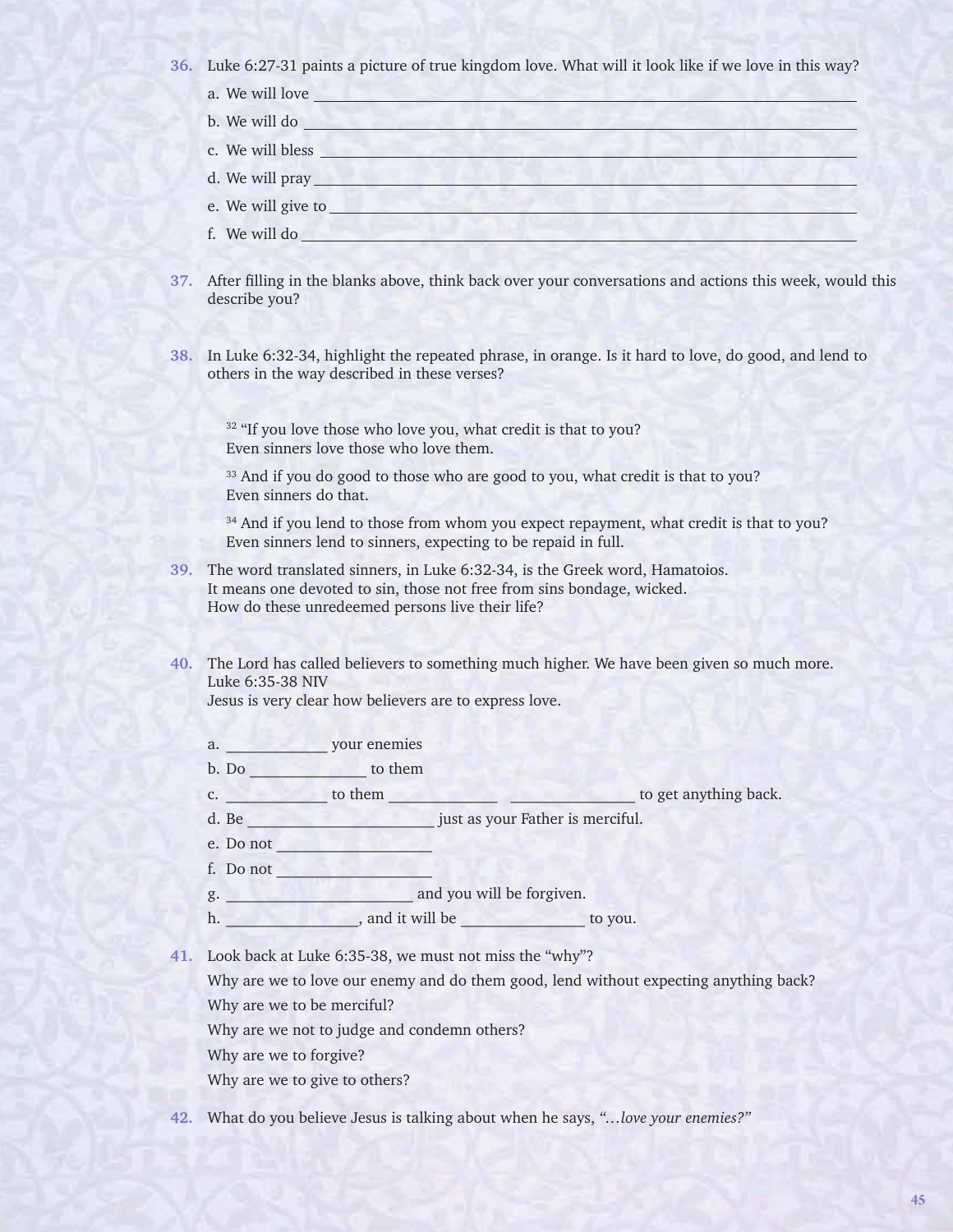36. Luke 6:27-31 paints a picture of true kingdom love. What will it look like if we love in this way?

   a. We will love ______________________________

   b. We will do ______________________________

   c. We will bless ______________________________

   d. We will pray ______________________________

   e. We will give to ______________________________

   f. We will do ______________________________

37. After filling in the blanks above, think back over your conversations and actions this week, would this describe you?

38. In Luke 6:32-34, highlight the repeated phrase, in orange. Is it hard to love, do good, and lend to others in the way described in these verses?

   32 "If you love those who love you, what credit is that to you?
   Even sinners love those who love them.

   33 And if you do good to those who are good to you, what credit is that to you?
   Even sinners do that.

   34 And if you lend to those from whom you expect repayment, what credit is that to you?
   Even sinners lend to sinners, expecting to be repaid in full.

39. The word translated sinners, in Luke 6:32-34, is the Greek word, Hamatoios.
   It means one devoted to sin, those not free from sins bondage, wicked.
   How do these unredeemed persons live their life?

40. The Lord has called believers to something much higher. We have been given so much more.
   Luke 6:35-38 NIV
   Jesus is very clear how believers are to express love.

   a. ____________ your enemies

   b. Do ______________ to them

   c. ____________ to them _____________ _______________ to get anything back.

   d. Be ______________________ just as your Father is merciful.

   e. Do not ___________________

   f. Do not ___________________

   g. ______________________ and you will be forgiven.

   h. ________________, and it will be _______________ to you.

41. Look back at Luke 6:35-38, we must not miss the "why"?

   Why are we to love our enemy and do them good, lend without expecting anything back?

   Why are we to be merciful?

   Why are we not to judge and condemn others?

   Why are we to forgive?

   Why are we to give to others?

42. What do you believe Jesus is talking about when he says, *"…love your enemies?"*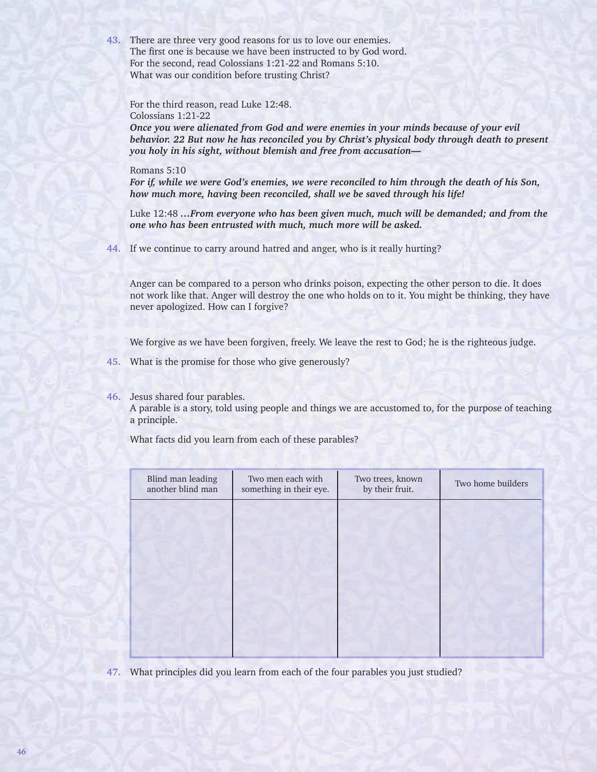43. There are three very good reasons for us to love our enemies.
The first one is because we have been instructed to by God word.
For the second, read Colossians 1:21-22 and Romans 5:10.
What was our condition before trusting Christ?

For the third reason, read Luke 12:48.
Colossians 1:21-22
***Once you were alienated from God and were enemies in your minds because of your evil behavior. 22 But now he has reconciled you by Christ's physical body through death to present you holy in his sight, without blemish and free from accusation—***

Romans 5:10
***For if, while we were God's enemies, we were reconciled to him through the death of his Son, how much more, having been reconciled, shall we be saved through his life!***

Luke 12:48 ***…From everyone who has been given much, much will be demanded; and from the one who has been entrusted with much, much more will be asked.***

44. If we continue to carry around hatred and anger, who is it really hurting?

Anger can be compared to a person who drinks poison, expecting the other person to die. It does not work like that. Anger will destroy the one who holds on to it. You might be thinking, they have never apologized. How can I forgive?

We forgive as we have been forgiven, freely. We leave the rest to God; he is the righteous judge.

45. What is the promise for those who give generously?

46. Jesus shared four parables.
A parable is a story, told using people and things we are accustomed to, for the purpose of teaching a principle.

What facts did you learn from each of these parables?

| Blind man leading another blind man | Two men each with something in their eye. | Two trees, known by their fruit. | Two home builders |
|---|---|---|---|
| | | | |

47. What principles did you learn from each of the four parables you just studied?